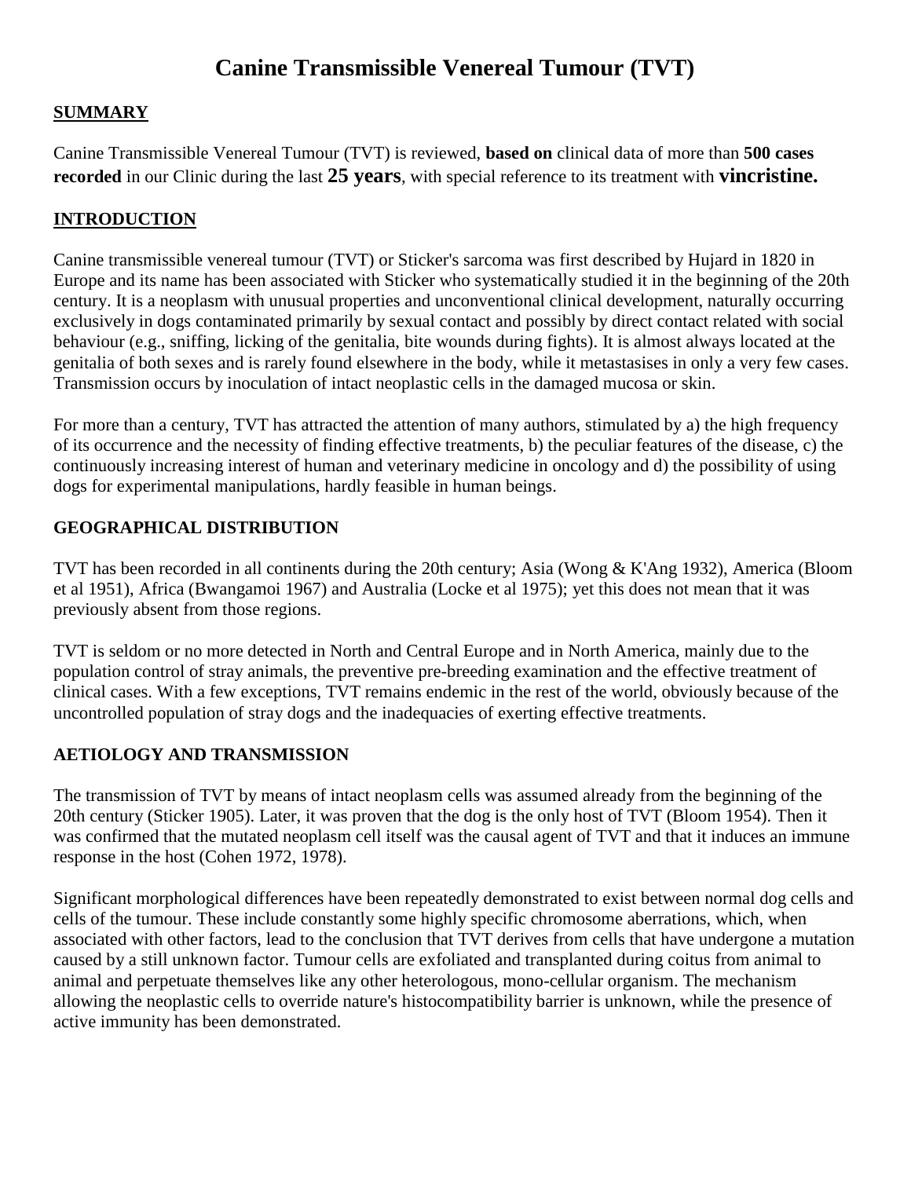# Canine Transmissible Venereal Tumour (TVT)

## SUMMARY

Canine Transmissible Venereal Tumour (TVT) is reviewed, **based on** clinical data of more than **500 cases recorded** in our Clinic during the last **25 years**, with special reference to its treatment with **vincristine.**

## INTRODUCTION

Canine transmissible venereal tumour (TVT) or Sticker's sarcoma was first described by Hujard in 1820 in Europe and its name has been associated with Sticker who systematically studied it in the beginning of the 20th century. It is a neoplasm with unusual properties and unconventional clinical development, naturally occurring exclusively in dogs contaminated primarily by sexual contact and possibly by direct contact related with social behaviour (e.g., sniffing, licking of the genitalia, bite wounds during fights). It is almost always located at the genitalia of both sexes and is rarely found elsewhere in the body, while it metastasises in only a very few cases. Transmission occurs by inoculation of intact neoplastic cells in the damaged mucosa or skin.

For more than a century, TVT has attracted the attention of many authors, stimulated by a) the high frequency of its occurrence and the necessity of finding effective treatments, b) the peculiar features of the disease, c) the continuously increasing interest of human and veterinary medicine in oncology and d) the possibility of using dogs for experimental manipulations, hardly feasible in human beings.

## GEOGRAPHICAL DISTRIBUTION

TVT has been recorded in all continents during the 20th century; Asia (Wong & K'Ang 1932), America (Bloom et al 1951), Africa (Bwangamoi 1967) and Australia (Locke et al 1975); yet this does not mean that it was previously absent from those regions.

TVT is seldom or no more detected in North and Central Europe and in North America, mainly due to the population control of stray animals, the preventive pre-breeding examination and the effective treatment of clinical cases. With a few exceptions, TVT remains endemic in the rest of the world, obviously because of the uncontrolled population of stray dogs and the inadequacies of exerting effective treatments.

## AETIOLOGY AND TRANSMISSION

The transmission of TVT by means of intact neoplasm cells was assumed already from the beginning of the 20th century (Sticker 1905). Later, it was proven that the dog is the only host of TVT (Bloom 1954). Then it was confirmed that the mutated neoplasm cell itself was the causal agent of TVT and that it induces an immune response in the host (Cohen 1972, 1978).

Significant morphological differences have been repeatedly demonstrated to exist between normal dog cells and cells of the tumour. These include constantly some highly specific chromosome aberrations, which, when associated with other factors, lead to the conclusion that TVT derives from cells that have undergone a mutation caused by a still unknown factor. Tumour cells are exfoliated and transplanted during coitus from animal to animal and perpetuate themselves like any other heterologous, mono-cellular organism. The mechanism allowing the neoplastic cells to override nature's histocompatibility barrier is unknown, while the presence of active immunity has been demonstrated.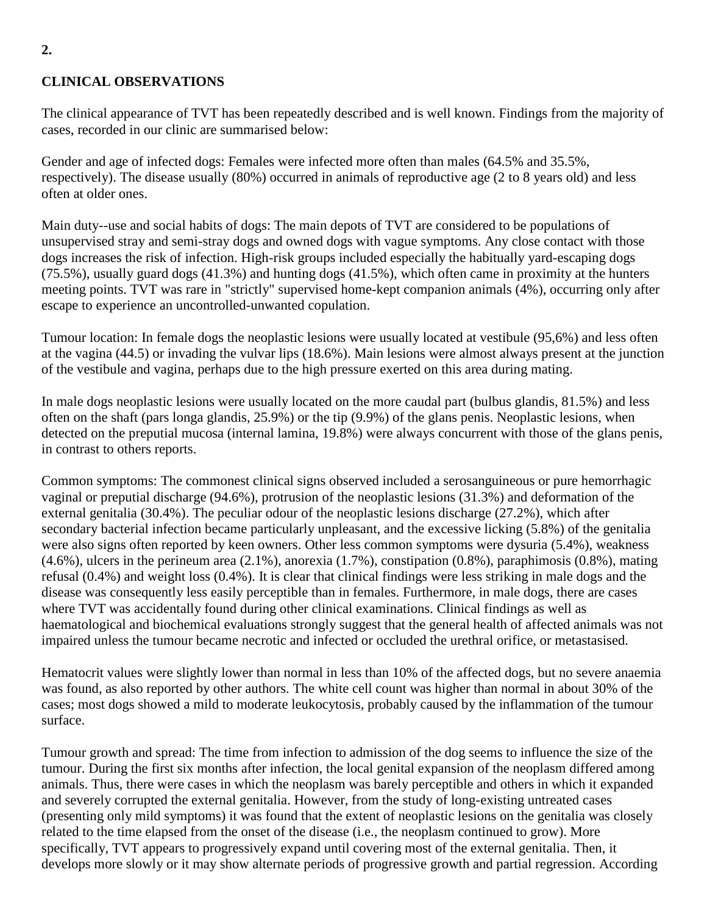**2.**

**CLINICAL OBSERVATIONS**

The clinical appearance of TVT has been repeatedly described and is well known. Findings from the majority of cases, recorded in our clinic are summarised below:

Gender and age of infected dogs: Females were infected more often than males (64.5% and 35.5%, respectively). The disease usually (80%) occurred in animals of reproductive age (2 to 8 years old) and less often at older ones.

Main duty--use and social habits of dogs: The main depots of TVT are considered to be populations of unsupervised stray and semi-stray dogs and owned dogs with vague symptoms. Any close contact with those dogs increases the risk of infection. High-risk groups included especially the habitually yard-escaping dogs (75.5%), usually guard dogs (41.3%) and hunting dogs (41.5%), which often came in proximity at the hunters meeting points. TVT was rare in "strictly" supervised home-kept companion animals (4%), occurring only after escape to experience an uncontrolled-unwanted copulation.

Tumour location: In female dogs the neoplastic lesions were usually located at vestibule (95,6%) and less often at the vagina (44.5) or invading the vulvar lips (18.6%). Main lesions were almost always present at the junction of the vestibule and vagina, perhaps due to the high pressure exerted on this area during mating.

In male dogs neoplastic lesions were usually located on the more caudal part (bulbus glandis, 81.5%) and less often on the shaft (pars longa glandis, 25.9%) or the tip (9.9%) of the glans penis. Neoplastic lesions, when detected on the preputial mucosa (internal lamina, 19.8%) were always concurrent with those of the glans penis, in contrast to others reports.

Common symptoms: The commonest clinical signs observed included a serosanguineous or pure hemorrhagic vaginal or preputial discharge (94.6%), protrusion of the neoplastic lesions (31.3%) and deformation of the external genitalia (30.4%). The peculiar odour of the neoplastic lesions discharge (27.2%), which after secondary bacterial infection became particularly unpleasant, and the excessive licking (5.8%) of the genitalia were also signs often reported by keen owners. Other less common symptoms were dysuria (5.4%), weakness (4.6%), ulcers in the perineum area (2.1%), anorexia (1.7%), constipation (0.8%), paraphimosis (0.8%), mating refusal (0.4%) and weight loss (0.4%). It is clear that clinical findings were less striking in male dogs and the disease was consequently less easily perceptible than in females. Furthermore, in male dogs, there are cases where TVT was accidentally found during other clinical examinations. Clinical findings as well as haematological and biochemical evaluations strongly suggest that the general health of affected animals was not impaired unless the tumour became necrotic and infected or occluded the urethral orifice, or metastasised.

Hematocrit values were slightly lower than normal in less than 10% of the affected dogs, but no severe anaemia was found, as also reported by other authors. The white cell count was higher than normal in about 30% of the cases; most dogs showed a mild to moderate leukocytosis, probably caused by the inflammation of the tumour surface.

Tumour growth and spread: The time from infection to admission of the dog seems to influence the size of the tumour. During the first six months after infection, the local genital expansion of the neoplasm differed among animals. Thus, there were cases in which the neoplasm was barely perceptible and others in which it expanded and severely corrupted the external genitalia. However, from the study of long-existing untreated cases (presenting only mild symptoms) it was found that the extent of neoplastic lesions on the genitalia was closely related to the time elapsed from the onset of the disease (i.e., the neoplasm continued to grow). More specifically, TVT appears to progressively expand until covering most of the external genitalia. Then, it develops more slowly or it may show alternate periods of progressive growth and partial regression. According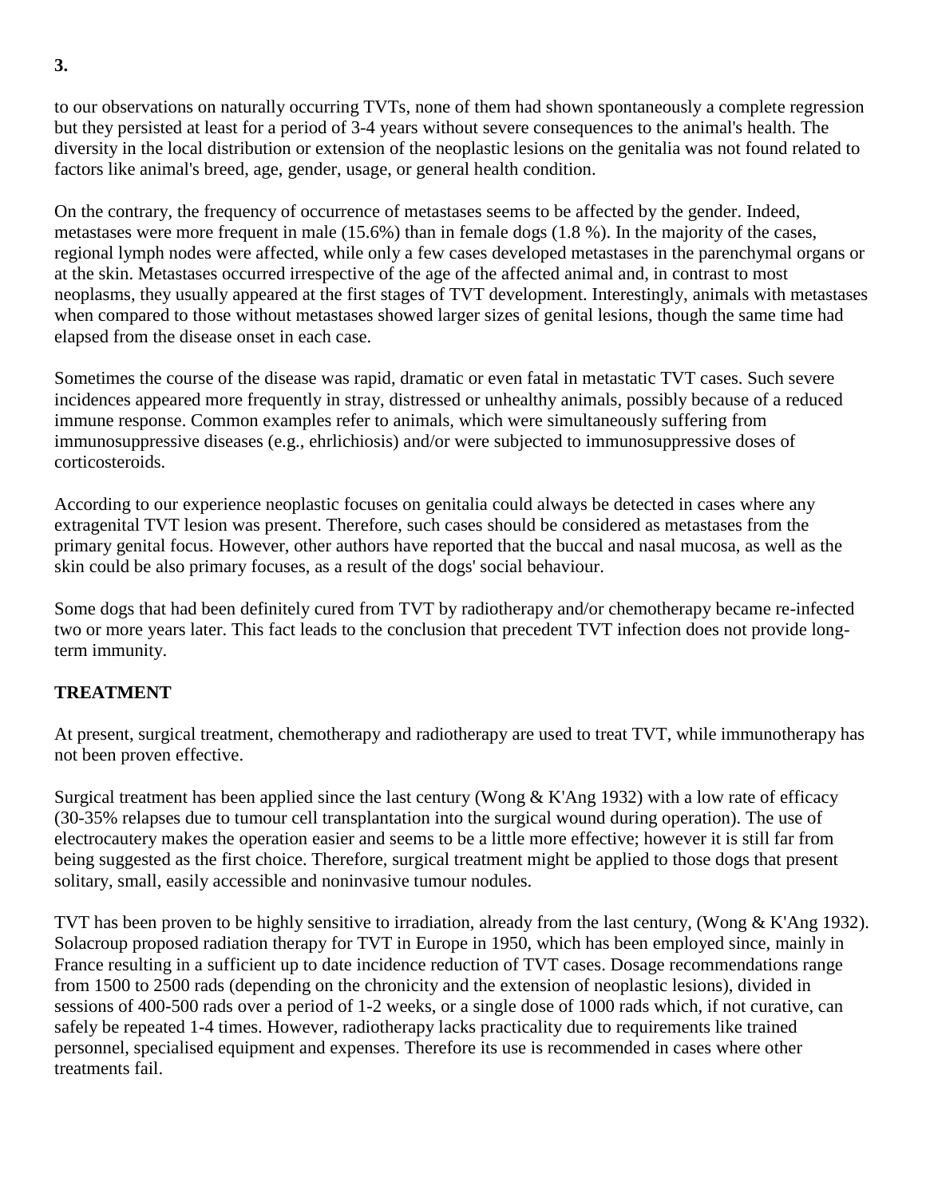to our observations on naturally occurring TVTs, none of them had shown spontaneously a complete regression but they persisted at least for a period of 3-4 years without severe consequences to the animal's health. The diversity in the local distribution or extension of the neoplastic lesions on the genitalia was not found related to factors like animal's breed, age, gender, usage, or general health condition.

On the contrary, the frequency of occurrence of metastases seems to be affected by the gender. Indeed, metastases were more frequent in male (15.6%) than in female dogs (1.8 %). In the majority of the cases, regional lymph nodes were affected, while only a few cases developed metastases in the parenchymal organs or at the skin. Metastases occurred irrespective of the age of the affected animal and, in contrast to most neoplasms, they usually appeared at the first stages of TVT development. Interestingly, animals with metastases when compared to those without metastases showed larger sizes of genital lesions, though the same time had elapsed from the disease onset in each case.

Sometimes the course of the disease was rapid, dramatic or even fatal in metastatic TVT cases. Such severe incidences appeared more frequently in stray, distressed or unhealthy animals, possibly because of a reduced immune response. Common examples refer to animals, which were simultaneously suffering from immunosuppressive diseases (e.g., ehrlichiosis) and/or were subjected to immunosuppressive doses of corticosteroids.

According to our experience neoplastic focuses on genitalia could always be detected in cases where any extragenital TVT lesion was present. Therefore, such cases should be considered as metastases from the primary genital focus. However, other authors have reported that the buccal and nasal mucosa, as well as the skin could be also primary focuses, as a result of the dogs' social behaviour.

Some dogs that had been definitely cured from TVT by radiotherapy and/or chemotherapy became re-infected two or more years later. This fact leads to the conclusion that precedent TVT infection does not provide long-term immunity.

## TREATMENT

At present, surgical treatment, chemotherapy and radiotherapy are used to treat TVT, while immunotherapy has not been proven effective.

Surgical treatment has been applied since the last century (Wong & K'Ang 1932) with a low rate of efficacy (30-35% relapses due to tumour cell transplantation into the surgical wound during operation). The use of electrocautery makes the operation easier and seems to be a little more effective; however it is still far from being suggested as the first choice. Therefore, surgical treatment might be applied to those dogs that present solitary, small, easily accessible and noninvasive tumour nodules.

TVT has been proven to be highly sensitive to irradiation, already from the last century, (Wong & K'Ang 1932). Solacroup proposed radiation therapy for TVT in Europe in 1950, which has been employed since, mainly in France resulting in a sufficient up to date incidence reduction of TVT cases. Dosage recommendations range from 1500 to 2500 rads (depending on the chronicity and the extension of neoplastic lesions), divided in sessions of 400-500 rads over a period of 1-2 weeks, or a single dose of 1000 rads which, if not curative, can safely be repeated 1-4 times. However, radiotherapy lacks practicality due to requirements like trained personnel, specialised equipment and expenses. Therefore its use is recommended in cases where other treatments fail.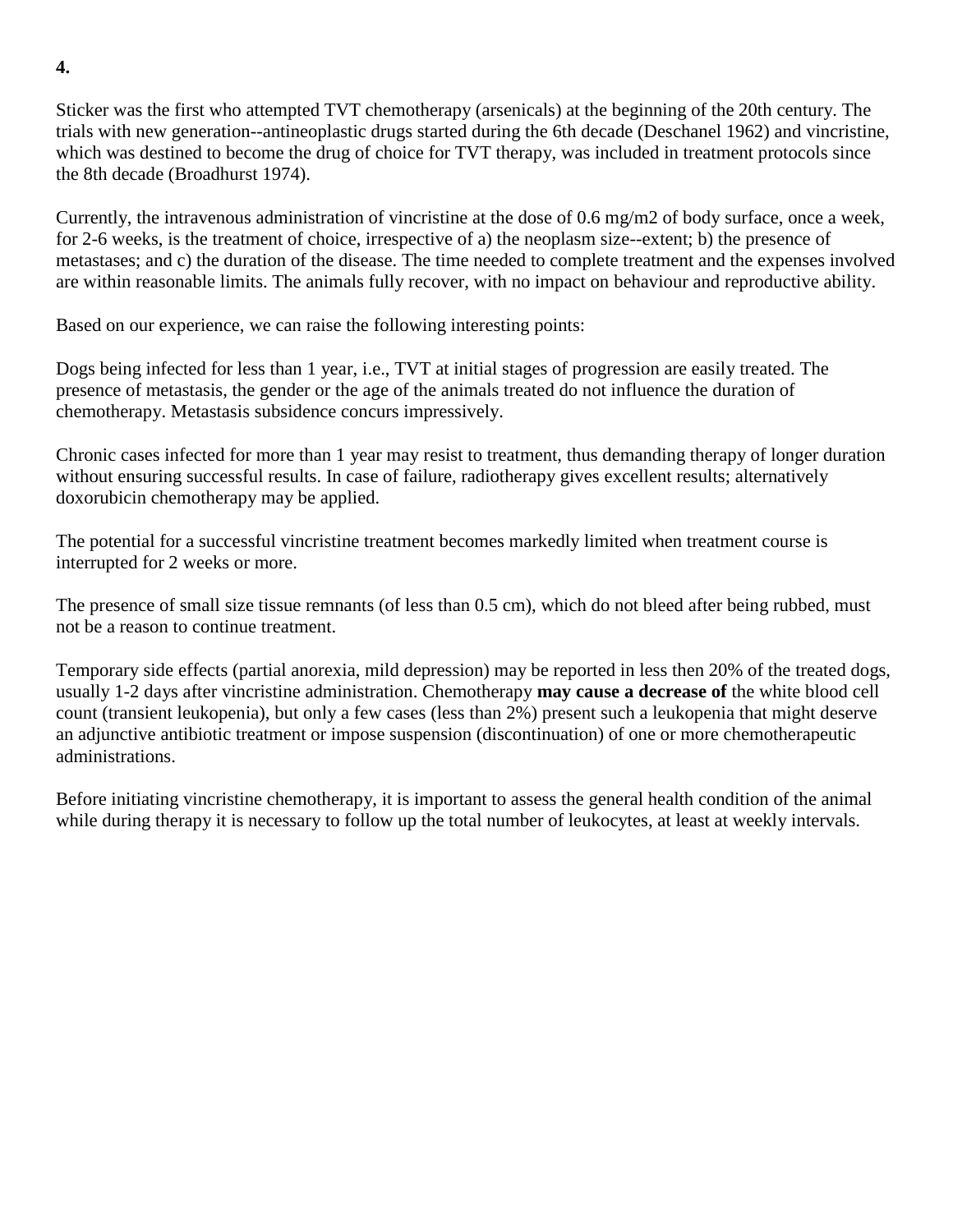**4.**

Sticker was the first who attempted TVT chemotherapy (arsenicals) at the beginning of the 20th century. The trials with new generation--antineoplastic drugs started during the 6th decade (Deschanel 1962) and vincristine, which was destined to become the drug of choice for TVT therapy, was included in treatment protocols since the 8th decade (Broadhurst 1974).

Currently, the intravenous administration of vincristine at the dose of 0.6 mg/m2 of body surface, once a week, for 2-6 weeks, is the treatment of choice, irrespective of a) the neoplasm size--extent; b) the presence of metastases; and c) the duration of the disease. The time needed to complete treatment and the expenses involved are within reasonable limits. The animals fully recover, with no impact on behaviour and reproductive ability.

Based on our experience, we can raise the following interesting points:

Dogs being infected for less than 1 year, i.e., TVT at initial stages of progression are easily treated. The presence of metastasis, the gender or the age of the animals treated do not influence the duration of chemotherapy. Metastasis subsidence concurs impressively.

Chronic cases infected for more than 1 year may resist to treatment, thus demanding therapy of longer duration without ensuring successful results. In case of failure, radiotherapy gives excellent results; alternatively doxorubicin chemotherapy may be applied.

The potential for a successful vincristine treatment becomes markedly limited when treatment course is interrupted for 2 weeks or more.

The presence of small size tissue remnants (of less than 0.5 cm), which do not bleed after being rubbed, must not be a reason to continue treatment.

Temporary side effects (partial anorexia, mild depression) may be reported in less then 20% of the treated dogs, usually 1-2 days after vincristine administration. Chemotherapy **may cause a decrease of** the white blood cell count (transient leukopenia), but only a few cases (less than 2%) present such a leukopenia that might deserve an adjunctive antibiotic treatment or impose suspension (discontinuation) of one or more chemotherapeutic administrations.

Before initiating vincristine chemotherapy, it is important to assess the general health condition of the animal while during therapy it is necessary to follow up the total number of leukocytes, at least at weekly intervals.